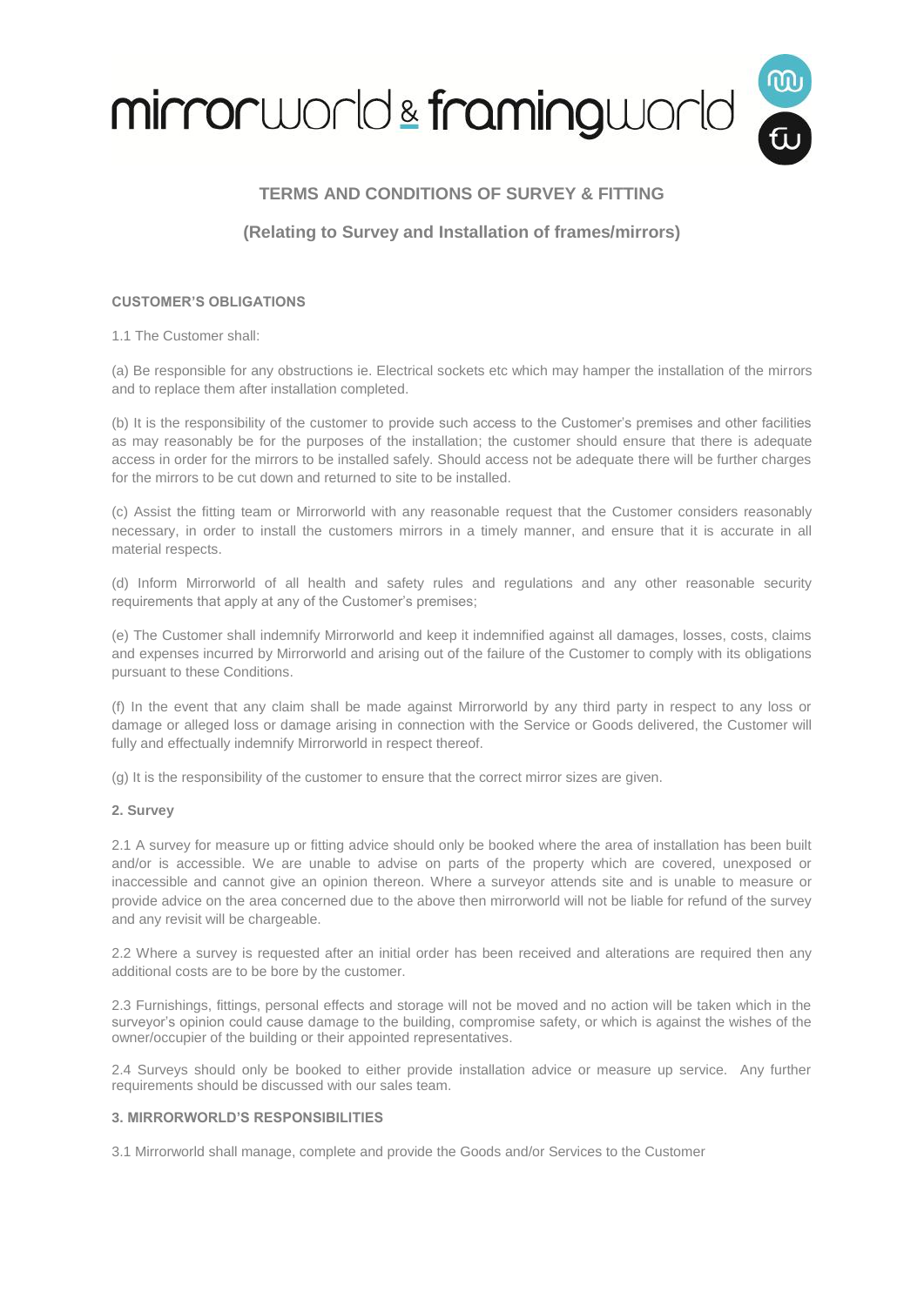mirrorworld & framingworld

## TERMS AND CONDITIONS OF SURVEY & FITTING

### (Relating to Survey and Installation of frames/mirrors)

**CUSTOMER'S OBLIGATIONS**

1.1 The Customer shall:

(a) Be responsible for any obstructions ie. Electrical sockets etc which may hamper the installation of the mirrors and to replace them after installation completed.

(b) It is the responsibility of the customer to provide such access to the Customer's premises and other facilities as may reasonably be for the purposes of the installation; the customer should ensure that there is adequate access in order for the mirrors to be installed safely. Should access not be adequate there will be further charges for the mirrors to be cut down and returned to site to be installed.

(c) Assist the fitting team or Mirrorworld with any reasonable request that the Customer considers reasonably necessary, in order to install the customers mirrors in a timely manner, and ensure that it is accurate in all material respects.

(d) Inform Mirrorworld of all health and safety rules and regulations and any other reasonable security requirements that apply at any of the Customer's premises;

(e) The Customer shall indemnify Mirrorworld and keep it indemnified against all damages, losses, costs, claims and expenses incurred by Mirrorworld and arising out of the failure of the Customer to comply with its obligations pursuant to these Conditions.

(f) In the event that any claim shall be made against Mirrorworld by any third party in respect to any loss or damage or alleged loss or damage arising in connection with the Service or Goods delivered, the Customer will fully and effectually indemnify Mirrorworld in respect thereof.

(g) It is the responsibility of the customer to ensure that the correct mirror sizes are given.

**2. Survey**

2.1 A survey for measure up or fitting advice should only be booked where the area of installation has been built and/or is accessible. We are unable to advise on parts of the property which are covered, unexposed or inaccessible and cannot give an opinion thereon. Where a surveyor attends site and is unable to measure or provide advice on the area concerned due to the above then mirrorworld will not be liable for refund of the survey and any revisit will be chargeable.

2.2 Where a survey is requested after an initial order has been received and alterations are required then any additional costs are to be bore by the customer.

2.3 Furnishings, fittings, personal effects and storage will not be moved and no action will be taken which in the surveyor's opinion could cause damage to the building, compromise safety, or which is against the wishes of the owner/occupier of the building or their appointed representatives.

2.4 Surveys should only be booked to either provide installation advice or measure up service. Any further requirements should be discussed with our sales team.

**3. MIRRORWORLD'S RESPONSIBILITIES**

3.1 Mirrorworld shall manage, complete and provide the Goods and/or Services to the Customer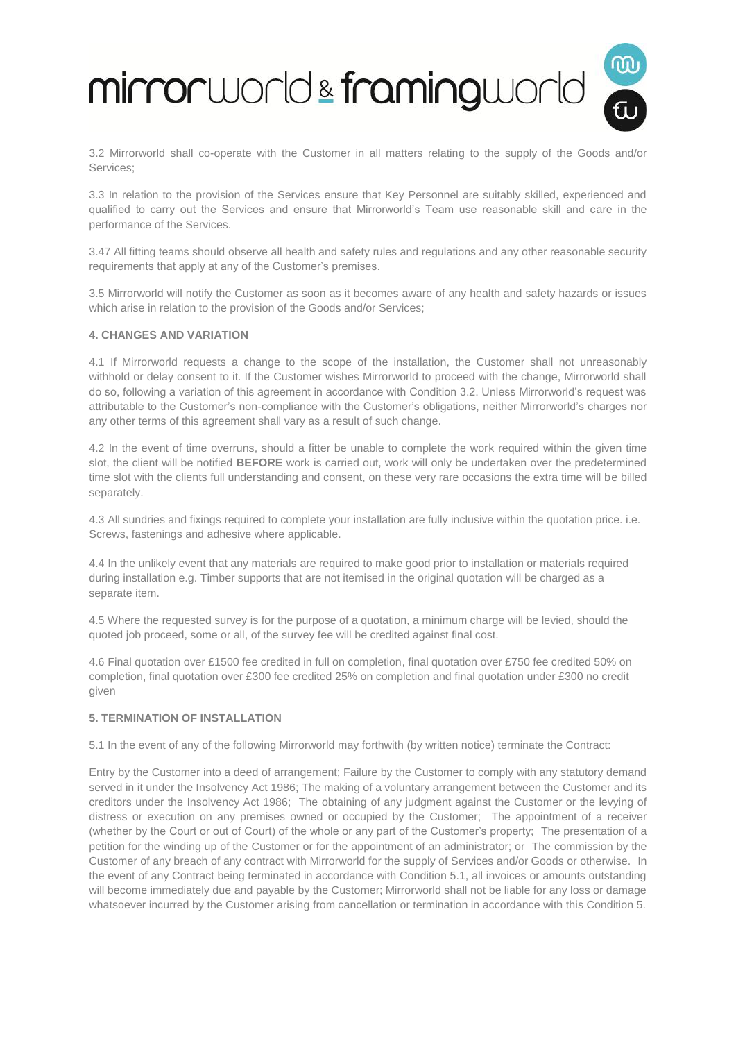3.2 Mirrorworld shall co-operate with the Customer in all matters relating to the supply of the Goods and/or Services;

3.3 In relation to the provision of the Services ensure that Key Personnel are suitably skilled, experienced and qualified to carry out the Services and ensure that Mirrorworld's Team use reasonable skill and care in the performance of the Services.

3.47 All fitting teams should observe all health and safety rules and regulations and any other reasonable security requirements that apply at any of the Customer's premises.

3.5 Mirrorworld will notify the Customer as soon as it becomes aware of any health and safety hazards or issues which arise in relation to the provision of the Goods and/or Services;

#### 4. CHANGES AND VARIATION

4.1 If Mirrorworld requests a change to the scope of the installation, the Customer shall not unreasonably withhold or delay consent to it. If the Customer wishes Mirrorworld to proceed with the change, Mirrorworld shall do so, following a variation of this agreement in accordance with Condition 3.2. Unless Mirrorworld's request was attributable to the Customer's non-compliance with the Customer's obligations, neither Mirrorworld's charges nor any other terms of this agreement shall vary as a result of such change.

4.2 In the event of time overruns, should a fitter be unable to complete the work required within the given time slot, the client will be notified **BEFORE** work is carried out, work will only be undertaken over the predetermined time slot with the clients full understanding and consent, on these very rare occasions the extra time will be billed separately.

4.3 All sundries and fixings required to complete your installation are fully inclusive within the quotation price. i.e. Screws, fastenings and adhesive where applicable.

4.4 In the unlikely event that any materials are required to make good prior to installation or materials required during installation e.g. Timber supports that are not itemised in the original quotation will be charged as a separate item.

4.5 Where the requested survey is for the purpose of a quotation, a minimum charge will be levied, should the quoted job proceed, some or all, of the survey fee will be credited against final cost.

4.6 Final quotation over £1500 fee credited in full on completion, final quotation over £750 fee credited 50% on completion, final quotation over £300 fee credited 25% on completion and final quotation under £300 no credit given

#### 5. TERMINATION OF INSTALLATION

5.1 In the event of any of the following Mirrorworld may forthwith (by written notice) terminate the Contract:

Entry by the Customer into a deed of arrangement; Failure by the Customer to comply with any statutory demand served in it under the Insolvency Act 1986; The making of a voluntary arrangement between the Customer and its creditors under the Insolvency Act 1986; The obtaining of any judgment against the Customer or the levying of distress or execution on any premises owned or occupied by the Customer; The appointment of a receiver (whether by the Court or out of Court) of the whole or any part of the Customer's property; The presentation of a petition for the winding up of the Customer or for the appointment of an administrator; or The commission by the Customer of any breach of any contract with Mirrorworld for the supply of Services and/or Goods or otherwise. In the event of any Contract being terminated in accordance with Condition 5.1, all invoices or amounts outstanding will become immediately due and payable by the Customer; Mirrorworld shall not be liable for any loss or damage whatsoever incurred by the Customer arising from cancellation or termination in accordance with this Condition 5.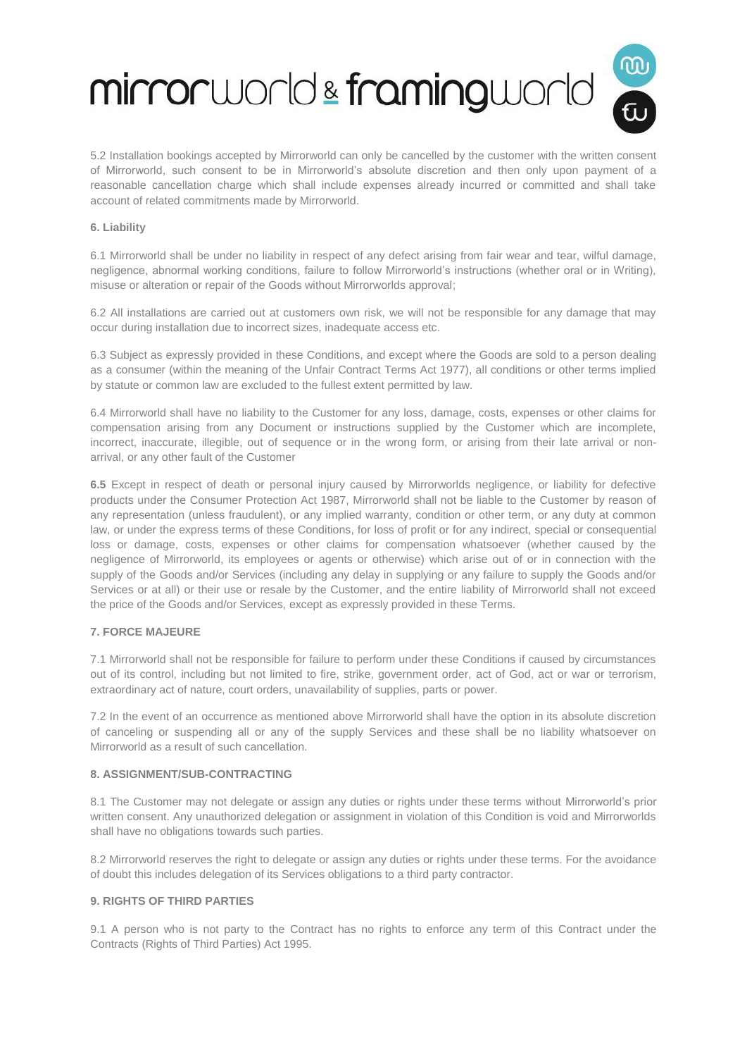5.2 Installation bookings accepted by Mirrorworld can only be cancelled by the customer with the written consent of Mirrorworld, such consent to be in Mirrorworld's absolute discretion and then only upon payment of a reasonable cancellation charge which shall include expenses already incurred or committed and shall take account of related commitments made by Mirrorworld.

**6. Liability**

6.1 Mirrorworld shall be under no liability in respect of any defect arising from fair wear and tear, wilful damage, negligence, abnormal working conditions, failure to follow Mirrorworld's instructions (whether oral or in Writing), misuse or alteration or repair of the Goods without Mirrorworlds approval;

6.2 All installations are carried out at customers own risk, we will not be responsible for any damage that may occur during installation due to incorrect sizes, inadequate access etc.

6.3 Subject as expressly provided in these Conditions, and except where the Goods are sold to a person dealing as a consumer (within the meaning of the Unfair Contract Terms Act 1977), all conditions or other terms implied by statute or common law are excluded to the fullest extent permitted by law.

6.4 Mirrorworld shall have no liability to the Customer for any loss, damage, costs, expenses or other claims for compensation arising from any Document or instructions supplied by the Customer which are incomplete, incorrect, inaccurate, illegible, out of sequence or in the wrong form, or arising from their late arrival or non-arrival, or any other fault of the Customer

**6.5** Except in respect of death or personal injury caused by Mirrorworlds negligence, or liability for defective products under the Consumer Protection Act 1987, Mirrorworld shall not be liable to the Customer by reason of any representation (unless fraudulent), or any implied warranty, condition or other term, or any duty at common law, or under the express terms of these Conditions, for loss of profit or for any indirect, special or consequential loss or damage, costs, expenses or other claims for compensation whatsoever (whether caused by the negligence of Mirrorworld, its employees or agents or otherwise) which arise out of or in connection with the supply of the Goods and/or Services (including any delay in supplying or any failure to supply the Goods and/or Services or at all) or their use or resale by the Customer, and the entire liability of Mirrorworld shall not exceed the price of the Goods and/or Services, except as expressly provided in these Terms.

**7. FORCE MAJEURE**

7.1 Mirrorworld shall not be responsible for failure to perform under these Conditions if caused by circumstances out of its control, including but not limited to fire, strike, government order, act of God, act or war or terrorism, extraordinary act of nature, court orders, unavailability of supplies, parts or power.

7.2 In the event of an occurrence as mentioned above Mirrorworld shall have the option in its absolute discretion of canceling or suspending all or any of the supply Services and these shall be no liability whatsoever on Mirrorworld as a result of such cancellation.

**8. ASSIGNMENT/SUB-CONTRACTING**

8.1 The Customer may not delegate or assign any duties or rights under these terms without Mirrorworld's prior written consent. Any unauthorized delegation or assignment in violation of this Condition is void and Mirrorworlds shall have no obligations towards such parties.

8.2 Mirrorworld reserves the right to delegate or assign any duties or rights under these terms. For the avoidance of doubt this includes delegation of its Services obligations to a third party contractor.

**9. RIGHTS OF THIRD PARTIES**

9.1 A person who is not party to the Contract has no rights to enforce any term of this Contract under the Contracts (Rights of Third Parties) Act 1995.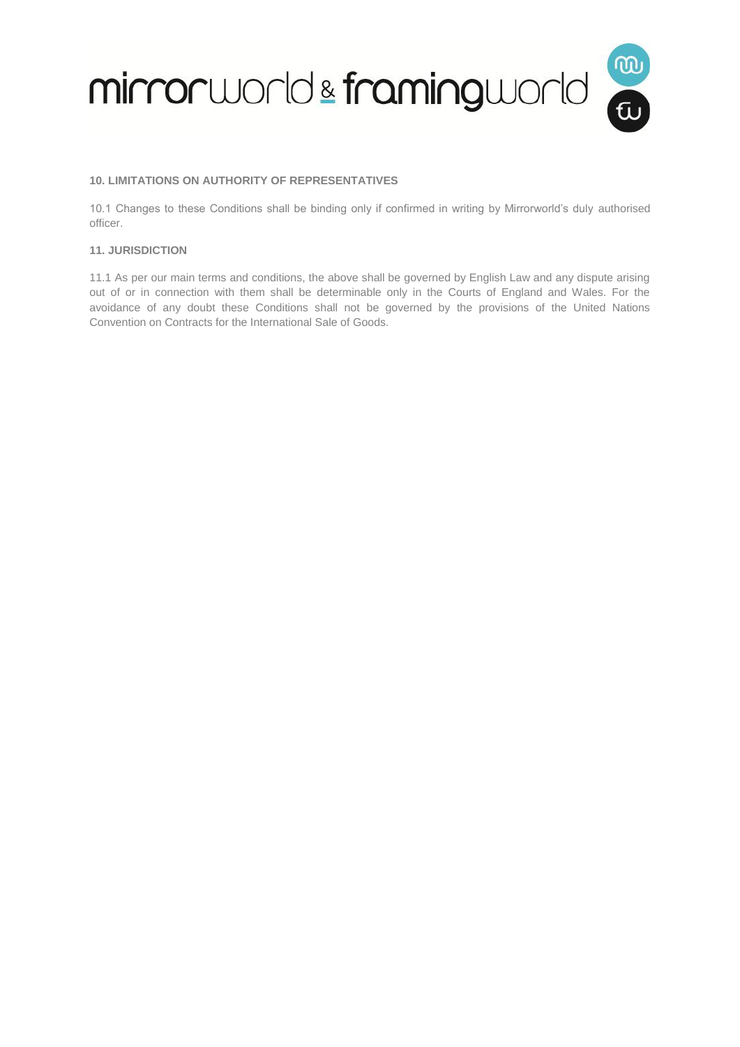## 10. LIMITATIONS ON AUTHORITY OF REPRESENTATIVES

10.1 Changes to these Conditions shall be binding only if confirmed in writing by Mirrorworld's duly authorised officer.

## 11. JURISDICTION

11.1 As per our main terms and conditions, the above shall be governed by English Law and any dispute arising out of or in connection with them shall be determinable only in the Courts of England and Wales. For the avoidance of any doubt these Conditions shall not be governed by the provisions of the United Nations Convention on Contracts for the International Sale of Goods.